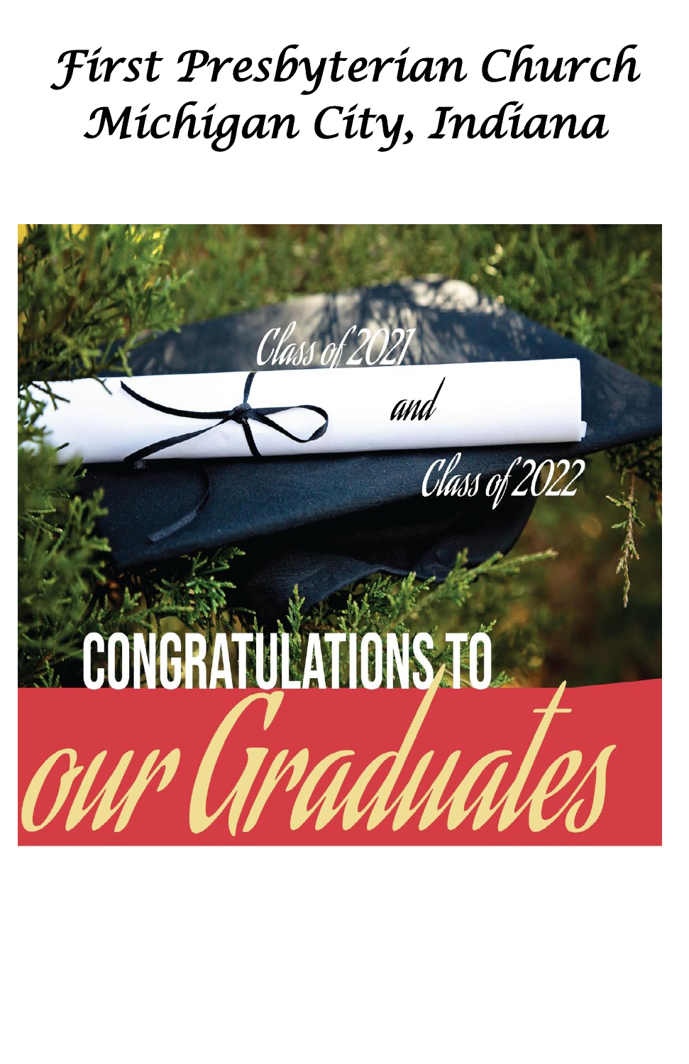# First Presbyterian Church
# Michigan City, Indiana

Class of 2021

and

Class of 2022

CONGRATULATIONS TO

our Graduates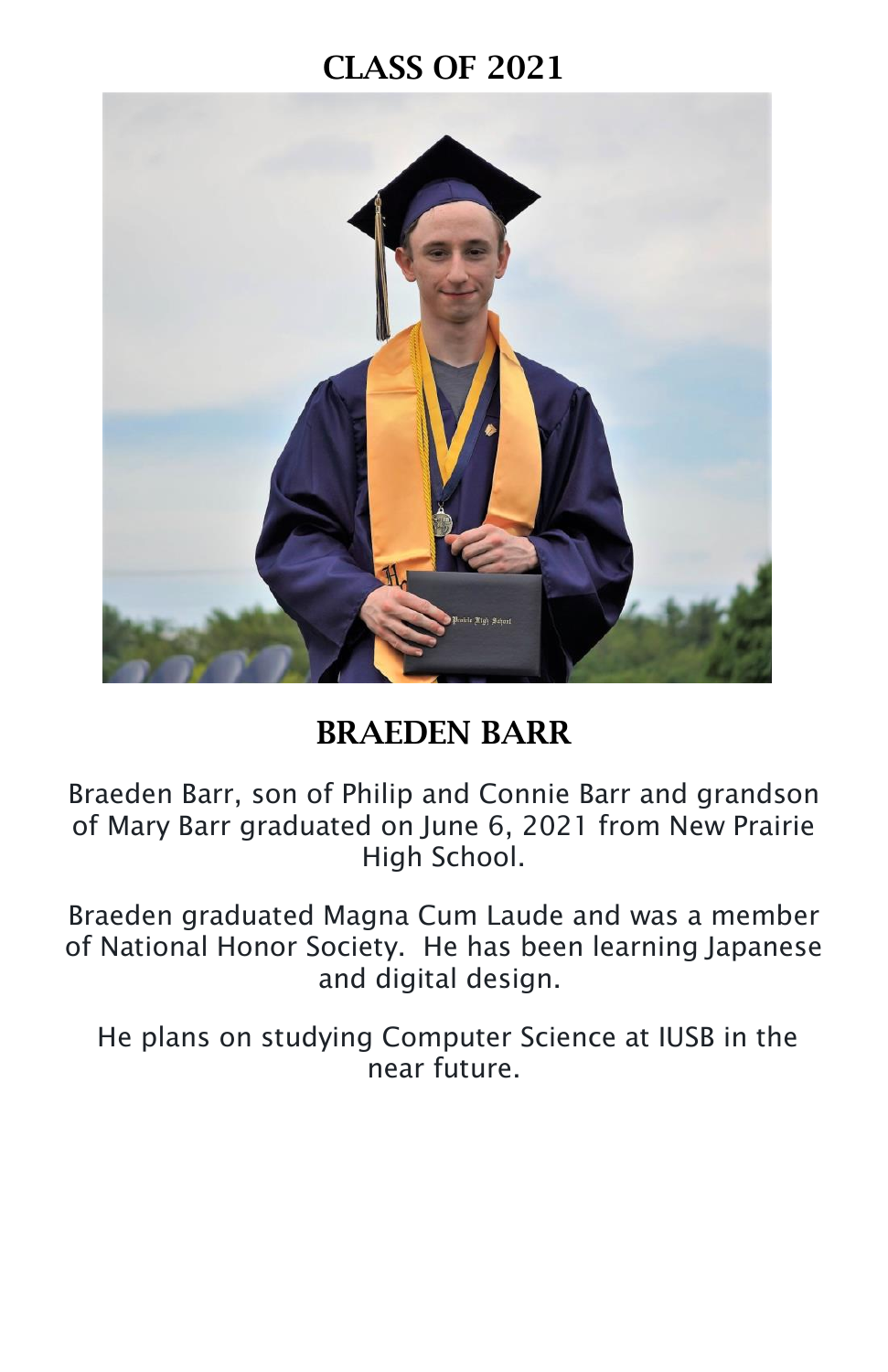# CLASS OF 2021

## BRAEDEN BARR

Braeden Barr, son of Philip and Connie Barr and grandson of Mary Barr graduated on June 6, 2021 from New Prairie High School.

Braeden graduated Magna Cum Laude and was a member of National Honor Society. He has been learning Japanese and digital design.

He plans on studying Computer Science at IUSB in the near future.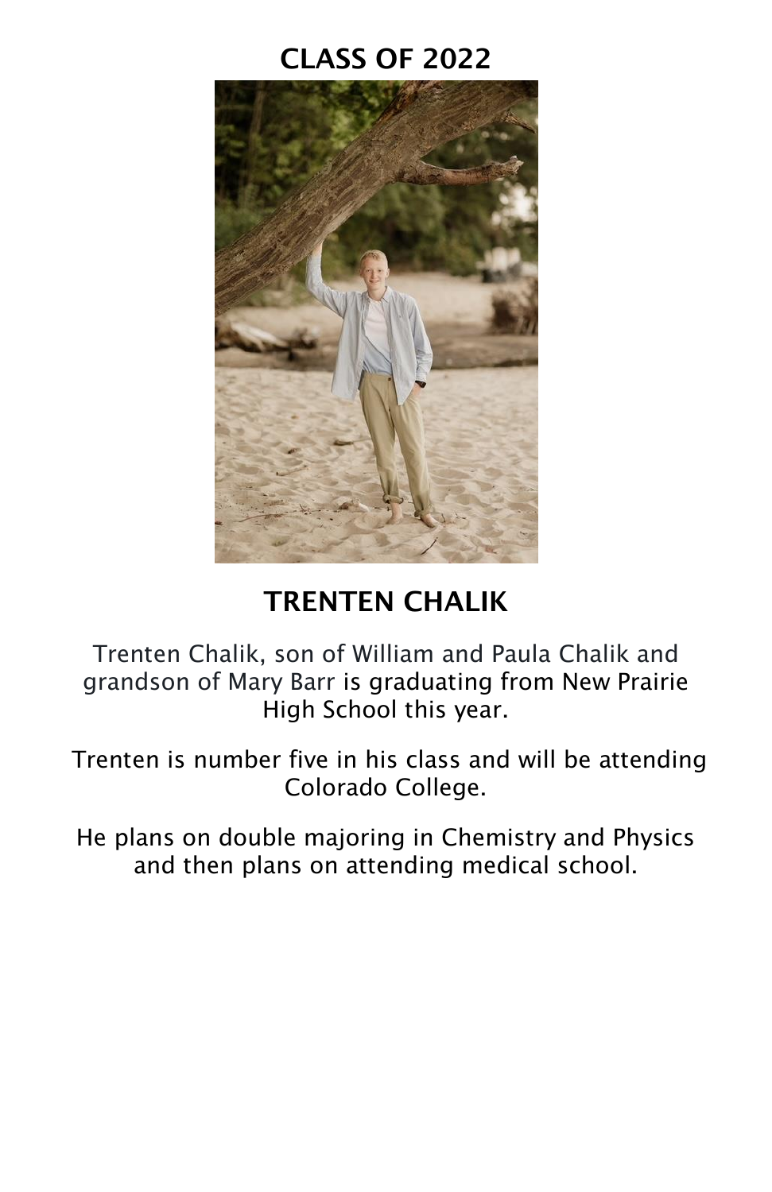## CLASS OF 2022

## TRENTEN CHALIK

Trenten Chalik, son of William and Paula Chalik and grandson of Mary Barr is graduating from New Prairie High School this year.

Trenten is number five in his class and will be attending Colorado College.

He plans on double majoring in Chemistry and Physics and then plans on attending medical school.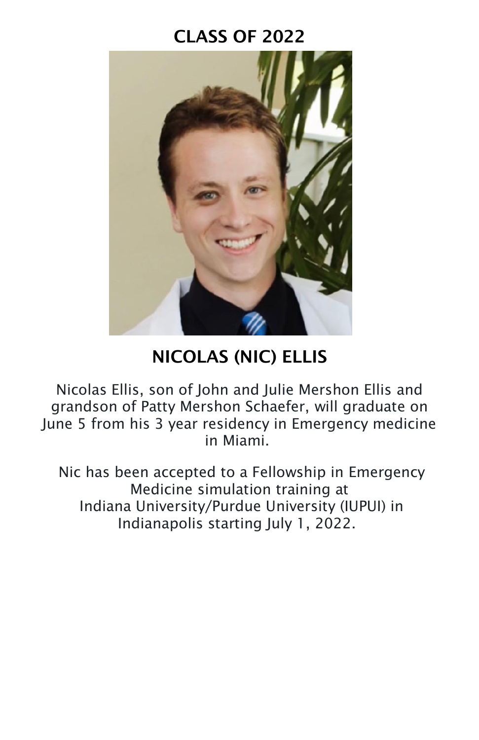## CLASS OF 2022

## NICOLAS (NIC) ELLIS

Nicolas Ellis, son of John and Julie Mershon Ellis and grandson of Patty Mershon Schaefer, will graduate on June 5 from his 3 year residency in Emergency medicine in Miami.

Nic has been accepted to a Fellowship in Emergency Medicine simulation training at Indiana University/Purdue University (IUPUI) in Indianapolis starting July 1, 2022.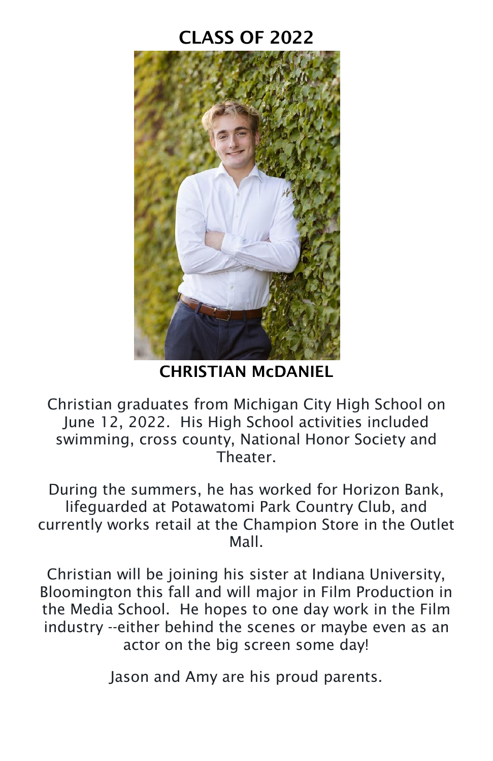## CLASS OF 2022

**CHRISTIAN McDANIEL**

Christian graduates from Michigan City High School on June 12, 2022. His High School activities included swimming, cross county, National Honor Society and Theater.

During the summers, he has worked for Horizon Bank, lifeguarded at Potawatomi Park Country Club, and currently works retail at the Champion Store in the Outlet Mall.

Christian will be joining his sister at Indiana University, Bloomington this fall and will major in Film Production in the Media School. He hopes to one day work in the Film industry --either behind the scenes or maybe even as an actor on the big screen some day!

Jason and Amy are his proud parents.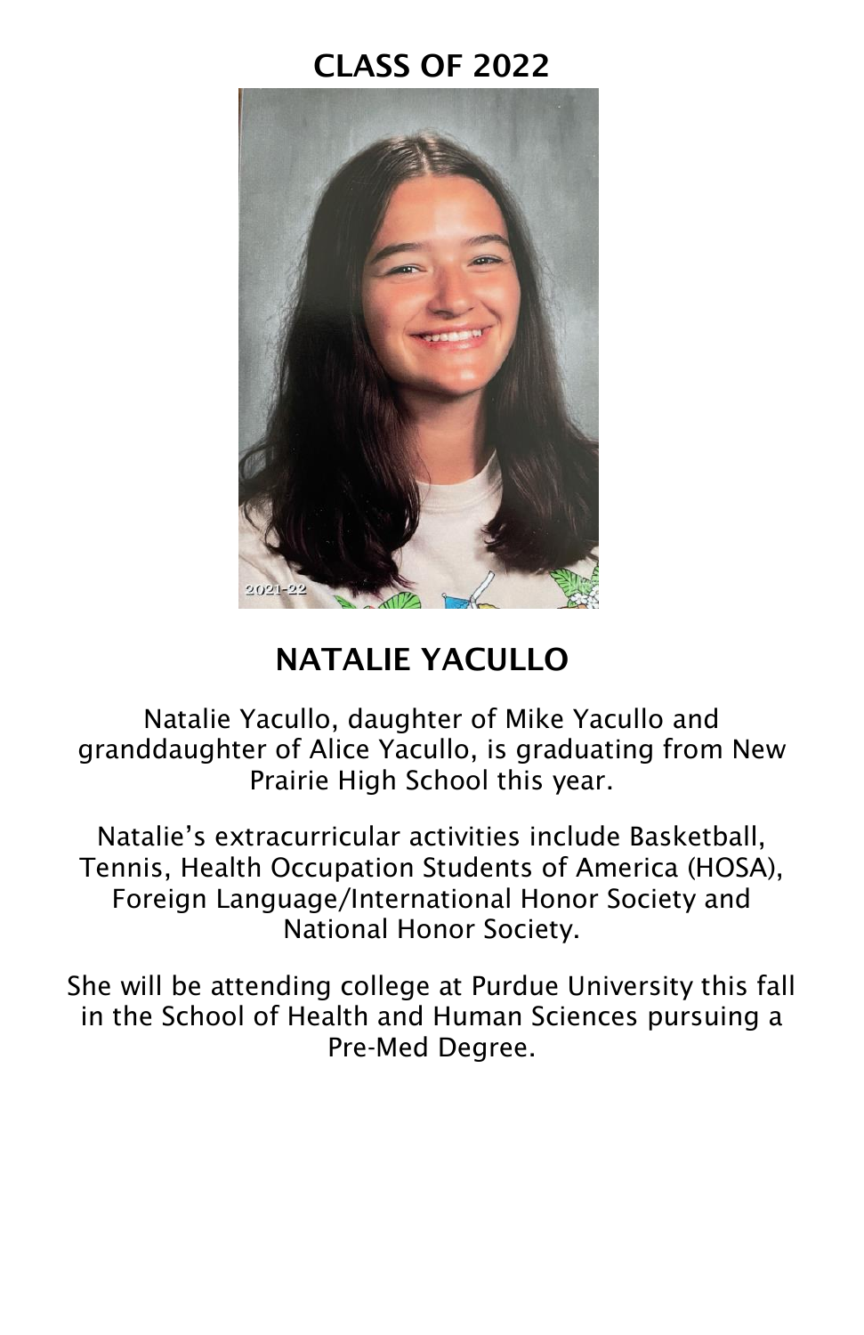# CLASS OF 2022

## NATALIE YACULLO

Natalie Yacullo, daughter of Mike Yacullo and granddaughter of Alice Yacullo, is graduating from New Prairie High School this year.

Natalie's extracurricular activities include Basketball, Tennis, Health Occupation Students of America (HOSA), Foreign Language/International Honor Society and National Honor Society.

She will be attending college at Purdue University this fall in the School of Health and Human Sciences pursuing a Pre-Med Degree.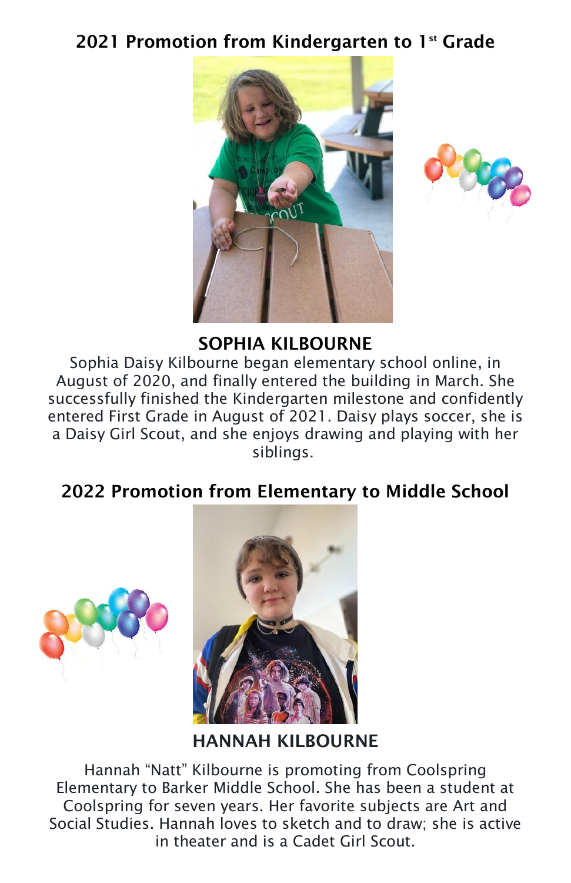## 2021 Promotion from Kindergarten to 1st Grade

### SOPHIA KILBOURNE

Sophia Daisy Kilbourne began elementary school online, in August of 2020, and finally entered the building in March. She successfully finished the Kindergarten milestone and confidently entered First Grade in August of 2021. Daisy plays soccer, she is a Daisy Girl Scout, and she enjoys drawing and playing with her siblings.

## 2022 Promotion from Elementary to Middle School

### HANNAH KILBOURNE

Hannah "Natt" Kilbourne is promoting from Coolspring Elementary to Barker Middle School. She has been a student at Coolspring for seven years. Her favorite subjects are Art and Social Studies. Hannah loves to sketch and to draw; she is active in theater and is a Cadet Girl Scout.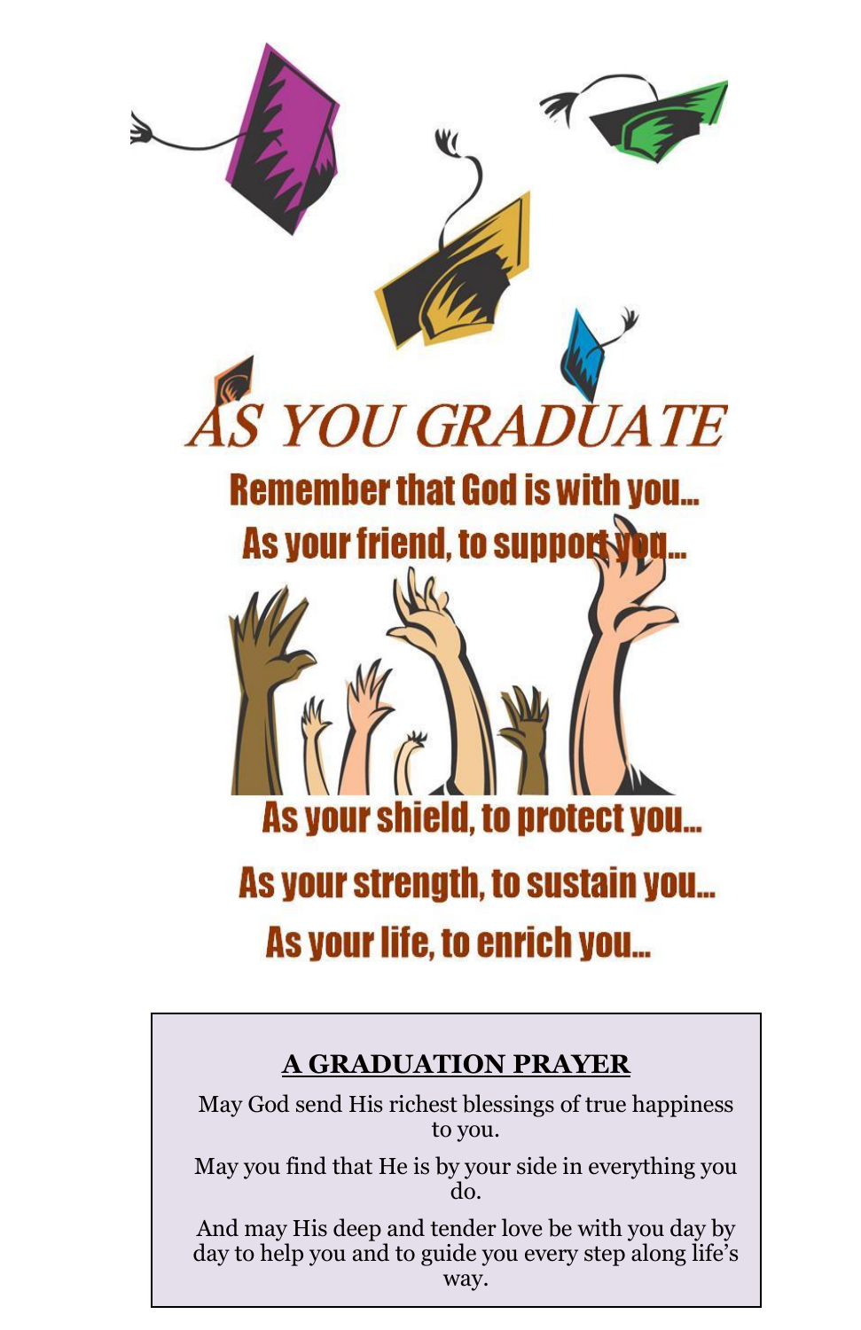# AS YOU GRADUATE

**Remember that God is with you...**

**As your friend, to support you...**

**As your shield, to protect you...**

**As your strength, to sustain you...**

**As your life, to enrich you...**

## A GRADUATION PRAYER

May God send His richest blessings of true happiness to you.

May you find that He is by your side in everything you do.

And may His deep and tender love be with you day by day to help you and to guide you every step along life's way.